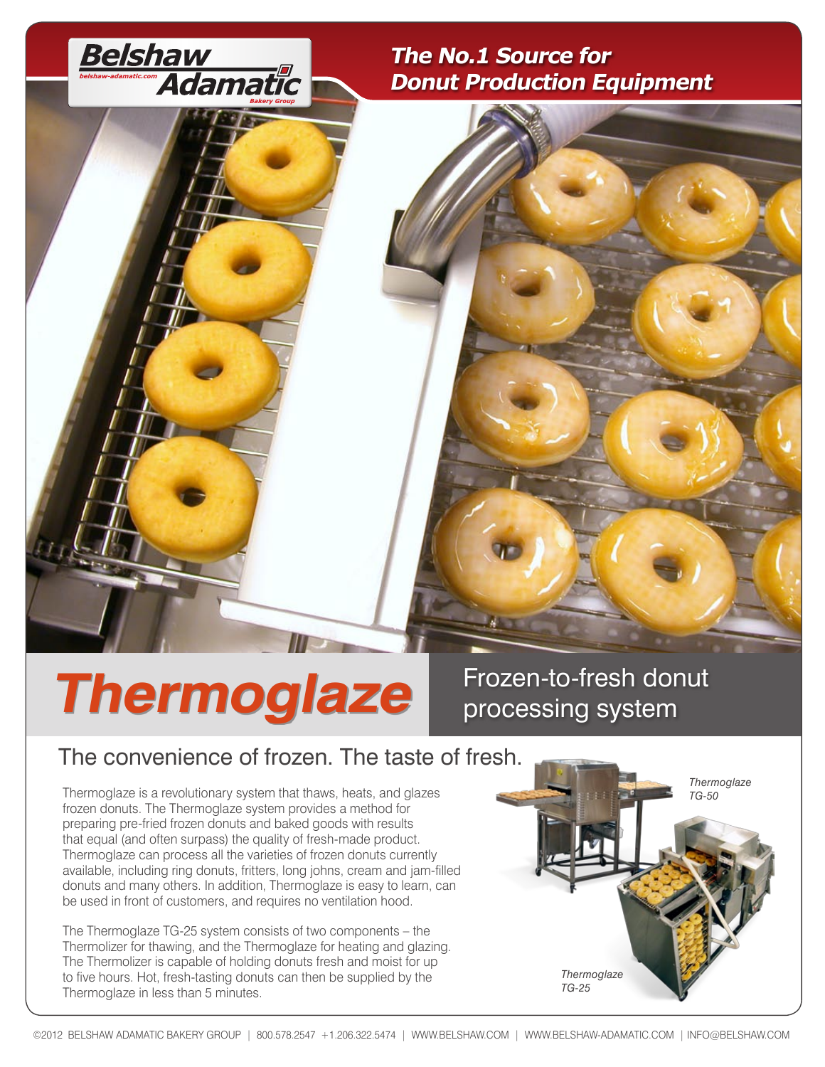Belshaw Adamatic Bakery Group

belshaw-adamatic.com

## The No.1 Source for Donut Production Equipment

# Thermoglaze

## Frozen-to-fresh donut processing system

### The convenience of frozen. The taste of fresh.

Thermoglaze is a revolutionary system that thaws, heats, and glazes frozen donuts. The Thermoglaze system provides a method for preparing pre-fried frozen donuts and baked goods with results that equal (and often surpass) the quality of fresh-made product. Thermoglaze can process all the varieties of frozen donuts currently available, including ring donuts, fritters, long johns, cream and jam-filled donuts and many others. In addition, Thermoglaze is easy to learn, can be used in front of customers, and requires no ventilation hood.

The Thermoglaze TG-25 system consists of two components – the Thermolizer for thawing, and the Thermoglaze for heating and glazing. The Thermolizer is capable of holding donuts fresh and moist for up to five hours. Hot, fresh-tasting donuts can then be supplied by the Thermoglaze in less than 5 minutes.

*Thermoglaze TG-50*

*Thermoglaze TG-25*

©2012 BELSHAW ADAMATIC BAKERY GROUP | 800.578.2547 +1.206.322.5474 | WWW.BELSHAW.COM | WWW.BELSHAW-ADAMATIC.COM | INFO@BELSHAW.COM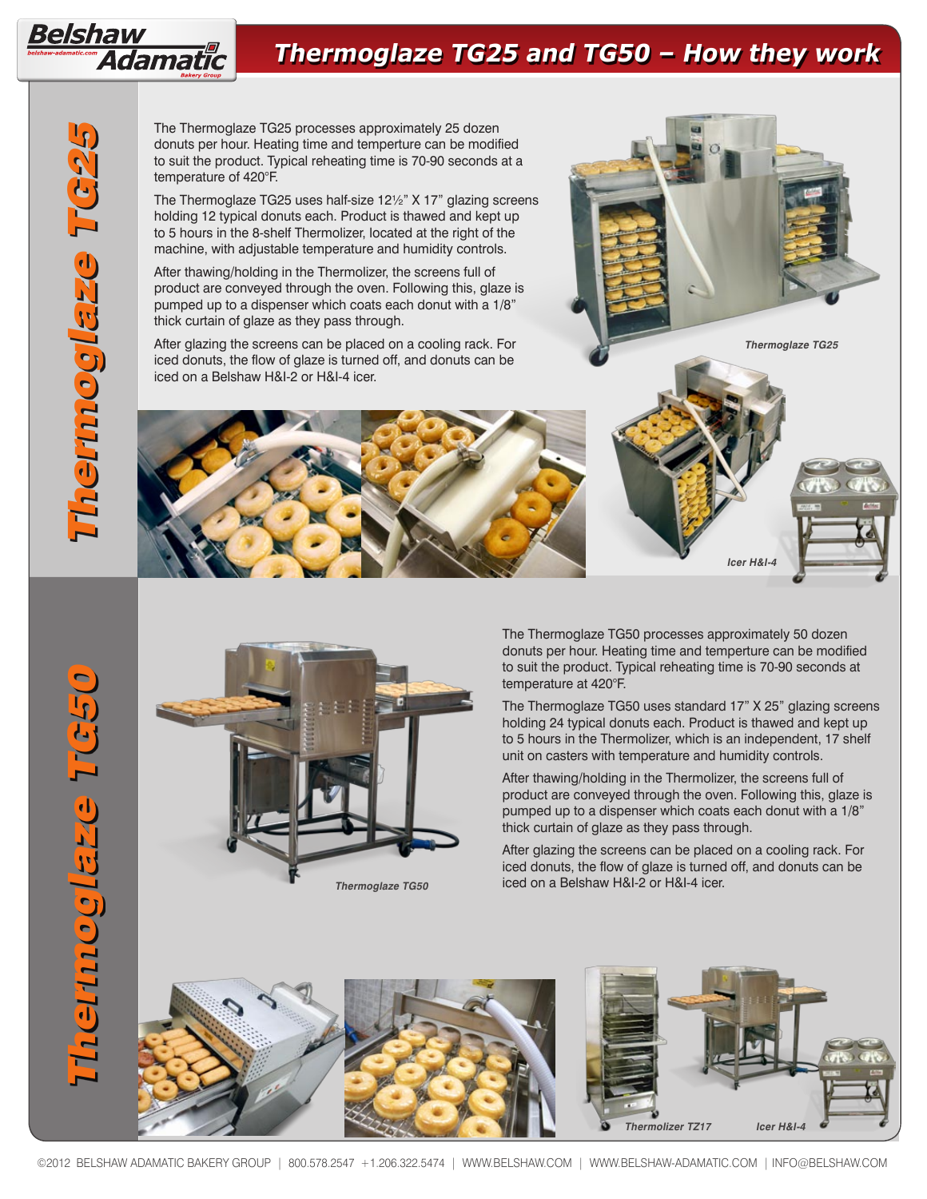# Thermoglaze TG25 and TG50 – How they work

## Thermoglaze TG25

The Thermoglaze TG25 processes approximately 25 dozen donuts per hour. Heating time and temperture can be modified to suit the product. Typical reheating time is 70-90 seconds at a temperature of 420°F.

The Thermoglaze TG25 uses half-size 12½" X 17" glazing screens holding 12 typical donuts each. Product is thawed and kept up to 5 hours in the 8-shelf Thermolizer, located at the right of the machine, with adjustable temperature and humidity controls.

After thawing/holding in the Thermolizer, the screens full of product are conveyed through the oven. Following this, glaze is pumped up to a dispenser which coats each donut with a 1/8" thick curtain of glaze as they pass through.

After glazing the screens can be placed on a cooling rack. For iced donuts, the flow of glaze is turned off, and donuts can be iced on a Belshaw H&I-2 or H&I-4 icer.

*Thermoglaze TG25*

*Icer H&I-4*

## Thermoglaze TG50

The Thermoglaze TG50 processes approximately 50 dozen donuts per hour. Heating time and temperture can be modified to suit the product. Typical reheating time is 70-90 seconds at temperature at 420°F.

The Thermoglaze TG50 uses standard 17" X 25" glazing screens holding 24 typical donuts each. Product is thawed and kept up to 5 hours in the Thermolizer, which is an independent, 17 shelf unit on casters with temperature and humidity controls.

After thawing/holding in the Thermolizer, the screens full of product are conveyed through the oven. Following this, glaze is pumped up to a dispenser which coats each donut with a 1/8" thick curtain of glaze as they pass through.

After glazing the screens can be placed on a cooling rack. For iced donuts, the flow of glaze is turned off, and donuts can be iced on a Belshaw H&I-2 or H&I-4 icer.

*Thermoglaze TG50*

*Thermolizer TZ17*

*Icer H&I-4*

©2012 BELSHAW ADAMATIC BAKERY GROUP | 800.578.2547 +1.206.322.5474 | WWW.BELSHAW.COM | WWW.BELSHAW-ADAMATIC.COM | INFO@BELSHAW.COM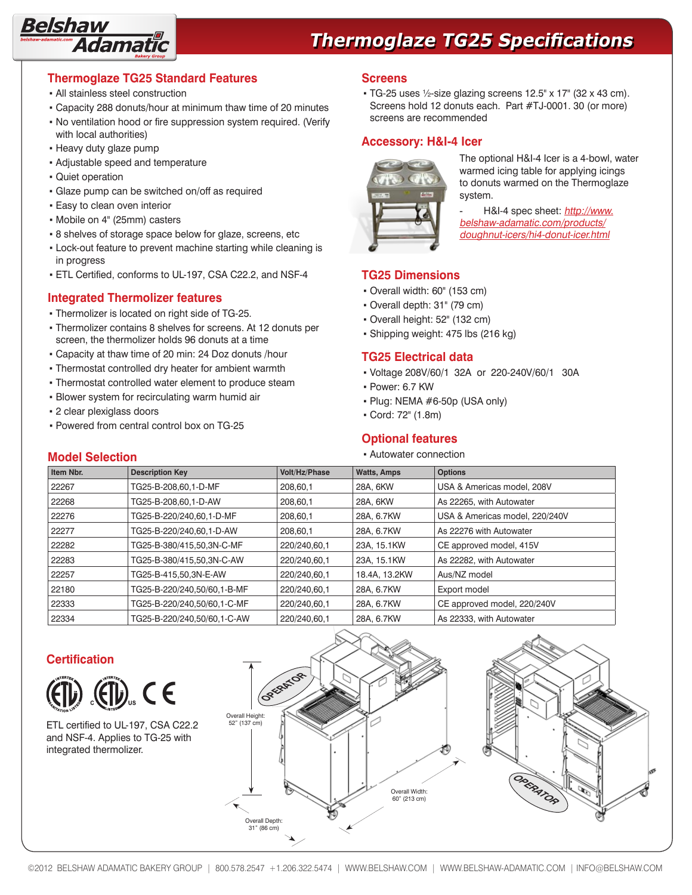# Thermoglaze TG25 Specifications

## Thermoglaze TG25 Standard Features

- All stainless steel construction
- Capacity 288 donuts/hour at minimum thaw time of 20 minutes
- No ventilation hood or fire suppression system required. (Verify with local authorities)
- Heavy duty glaze pump
- Adjustable speed and temperature
- Quiet operation
- Glaze pump can be switched on/off as required
- Easy to clean oven interior
- Mobile on 4" (25mm) casters
- 8 shelves of storage space below for glaze, screens, etc
- Lock-out feature to prevent machine starting while cleaning is in progress
- ETL Certified, conforms to UL-197, CSA C22.2, and NSF-4

## Integrated Thermolizer features

- Thermolizer is located on right side of TG-25.
- Thermolizer contains 8 shelves for screens. At 12 donuts per screen, the thermolizer holds 96 donuts at a time
- Capacity at thaw time of 20 min: 24 Doz donuts /hour
- Thermostat controlled dry heater for ambient warmth
- Thermostat controlled water element to produce steam
- Blower system for recirculating warm humid air
- 2 clear plexiglass doors
- Powered from central control box on TG-25

## Screens

- TG-25 uses ½-size glazing screens 12.5" x 17" (32 x 43 cm). Screens hold 12 donuts each. Part #TJ-0001. 30 (or more) screens are recommended

## Accessory: H&I-4 Icer

The optional H&I-4 Icer is a 4-bowl, water warmed icing table for applying icings to donuts warmed on the Thermoglaze system.

- H&I-4 spec sheet: http://www.belshaw-adamatic.com/products/doughnut-icers/hi4-donut-icer.html

## TG25 Dimensions

- Overall width: 60" (153 cm)
- Overall depth: 31" (79 cm)
- Overall height: 52" (132 cm)
- Shipping weight: 475 lbs (216 kg)

## TG25 Electrical data

- Voltage 208V/60/1 32A or 220-240V/60/1 30A
- Power: 6.7 KW
- Plug: NEMA #6-50p (USA only)
- Cord: 72" (1.8m)

## Optional features

- Autowater connection

## Model Selection

| Item Nbr. | Description Key | Volt/Hz/Phase | Watts, Amps | Options |
|---|---|---|---|---|
| 22267 | TG25-B-208,60,1-D-MF | 208,60,1 | 28A, 6KW | USA & Americas model, 208V |
| 22268 | TG25-B-208,60,1-D-AW | 208,60,1 | 28A, 6KW | As 22265, with Autowater |
| 22276 | TG25-B-220/240,60,1-D-MF | 208,60,1 | 28A, 6.7KW | USA & Americas model, 220/240V |
| 22277 | TG25-B-220/240,60,1-D-AW | 208,60,1 | 28A, 6.7KW | As 22276 with Autowater |
| 22282 | TG25-B-380/415,50,3N-C-MF | 220/240,60,1 | 23A, 15.1KW | CE approved model, 415V |
| 22283 | TG25-B-380/415,50,3N-C-AW | 220/240,60,1 | 23A, 15.1KW | As 22282, with Autowater |
| 22257 | TG25-B-415,50,3N-E-AW | 220/240,60,1 | 18.4A, 13.2KW | Aus/NZ model |
| 22180 | TG25-B-220/240,50/60,1-B-MF | 220/240,60,1 | 28A, 6.7KW | Export model |
| 22333 | TG25-B-220/240,50/60,1-C-MF | 220/240,60,1 | 28A, 6.7KW | CE approved model, 220/240V |
| 22334 | TG25-B-220/240,50/60,1-C-AW | 220/240,60,1 | 28A, 6.7KW | As 22333, with Autowater |

## Certification

ETL certified to UL-197, CSA C22.2 and NSF-4. Applies to TG-25 with integrated thermolizer.

OPERATOR

Overall Height: 52" (137 cm)

Overall Width: 60" (213 cm)

Overall Depth: 31" (86 cm)

OPERATOR

©2012 BELSHAW ADAMATIC BAKERY GROUP | 800.578.2547 +1.206.322.5474 | WWW.BELSHAW.COM | WWW.BELSHAW-ADAMATIC.COM | INFO@BELSHAW.COM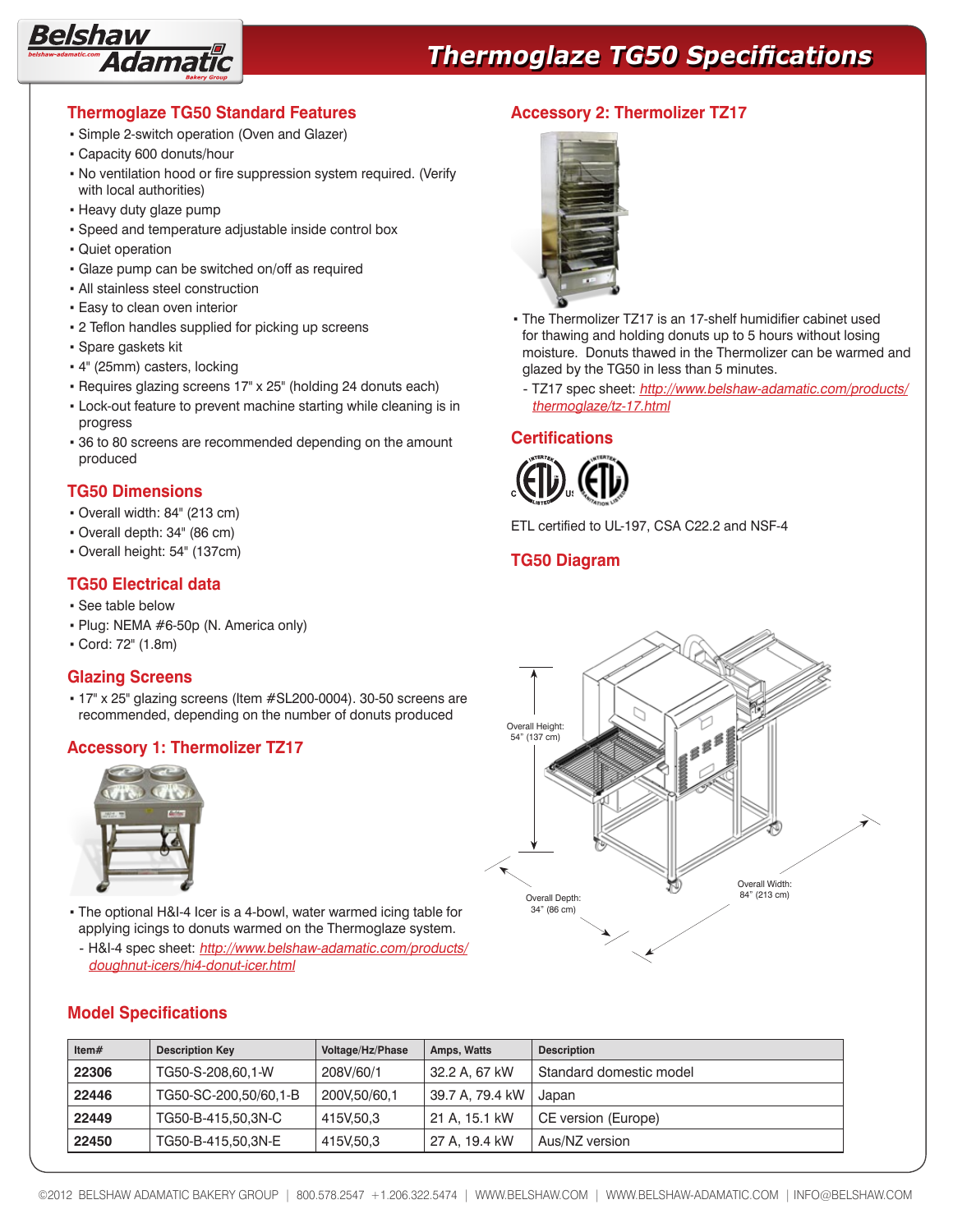# Thermoglaze TG50 Specifications

## Thermoglaze TG50 Standard Features

- Simple 2-switch operation (Oven and Glazer)
- Capacity 600 donuts/hour
- No ventilation hood or fire suppression system required. (Verify with local authorities)
- Heavy duty glaze pump
- Speed and temperature adjustable inside control box
- Quiet operation
- Glaze pump can be switched on/off as required
- All stainless steel construction
- Easy to clean oven interior
- 2 Teflon handles supplied for picking up screens
- Spare gaskets kit
- 4" (25mm) casters, locking
- Requires glazing screens 17" x 25" (holding 24 donuts each)
- Lock-out feature to prevent machine starting while cleaning is in progress
- 36 to 80 screens are recommended depending on the amount produced

## TG50 Dimensions

- Overall width: 84" (213 cm)
- Overall depth: 34" (86 cm)
- Overall height: 54" (137cm)

## TG50 Electrical data

- See table below
- Plug: NEMA #6-50p (N. America only)
- Cord: 72" (1.8m)

## Glazing Screens

- 17" x 25" glazing screens (Item #SL200-0004). 30-50 screens are recommended, depending on the number of donuts produced

## Accessory 1: Thermolizer TZ17

- The optional H&I-4 Icer is a 4-bowl, water warmed icing table for applying icings to donuts warmed on the Thermoglaze system.
  - H&I-4 spec sheet: http://www.belshaw-adamatic.com/products/doughnut-icers/hi4-donut-icer.html

## Accessory 2: Thermolizer TZ17

- The Thermolizer TZ17 is an 17-shelf humidifier cabinet used for thawing and holding donuts up to 5 hours without losing moisture. Donuts thawed in the Thermolizer can be warmed and glazed by the TG50 in less than 5 minutes.
  - TZ17 spec sheet: http://www.belshaw-adamatic.com/products/thermoglaze/tz-17.html

## Certifications

ETL certified to UL-197, CSA C22.2 and NSF-4

## TG50 Diagram

Overall Height: 54" (137 cm)

Overall Depth: 34" (86 cm)

Overall Width: 84" (213 cm)

## Model Specifications

| Item# | Description Key | Voltage/Hz/Phase | Amps, Watts | Description |
|---|---|---|---|---|
| **22306** | TG50-S-208,60,1-W | 208V/60/1 | 32.2 A, 67 kW | Standard domestic model |
| **22446** | TG50-SC-200,50/60,1-B | 200V,50/60,1 | 39.7 A, 79.4 kW | Japan |
| **22449** | TG50-B-415,50,3N-C | 415V,50,3 | 21 A, 15.1 kW | CE version (Europe) |
| **22450** | TG50-B-415,50,3N-E | 415V,50,3 | 27 A, 19.4 kW | Aus/NZ version |

©2012 BELSHAW ADAMATIC BAKERY GROUP | 800.578.2547 +1.206.322.5474 | WWW.BELSHAW.COM | WWW.BELSHAW-ADAMATIC.COM | INFO@BELSHAW.COM